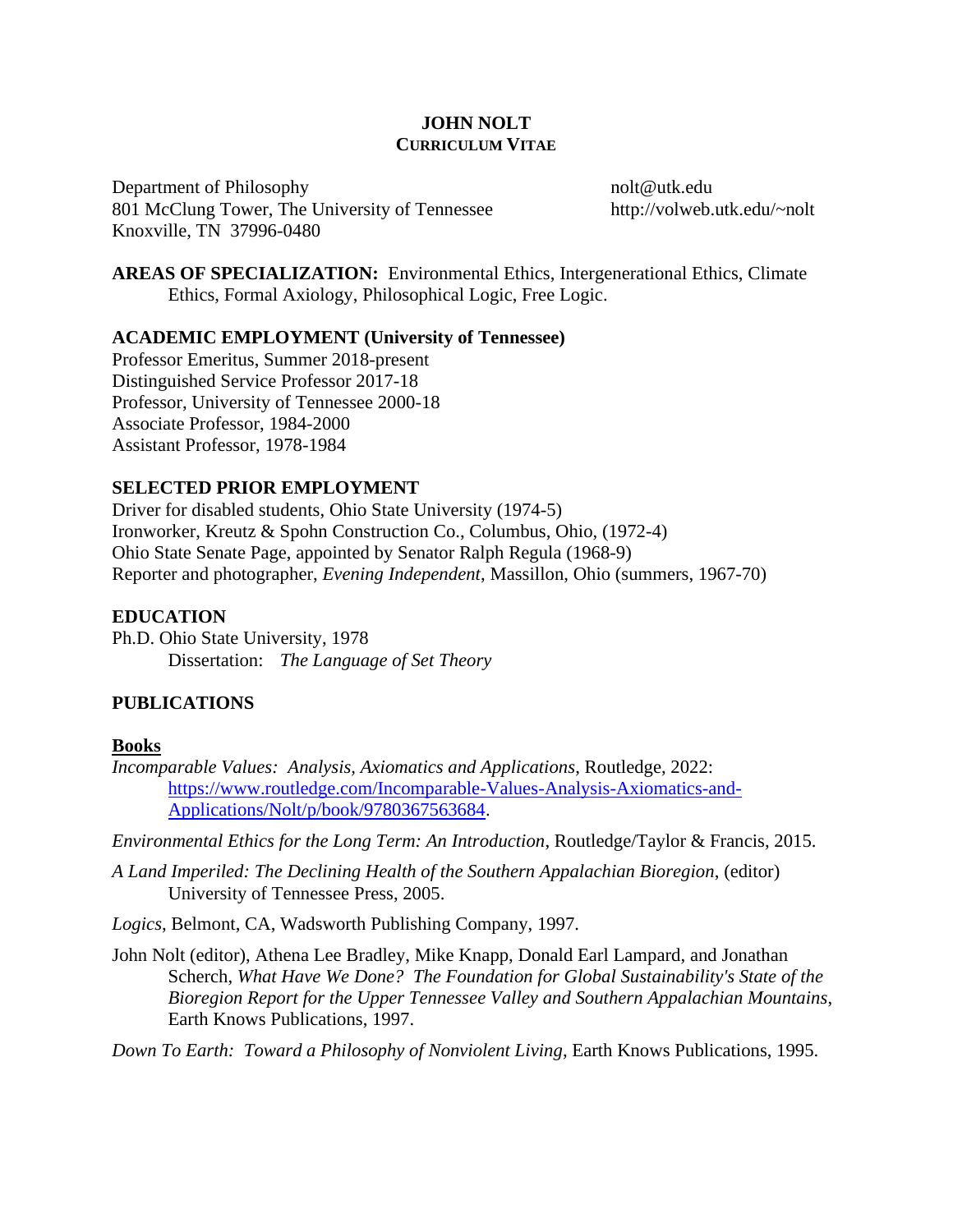# JOHN NOLT
## CURRICULUM VITAE

Department of Philosophy
801 McClung Tower, The University of Tennessee
Knoxville, TN 37996-0480

nolt@utk.edu
http://volweb.utk.edu/~nolt

**AREAS OF SPECIALIZATION:** Environmental Ethics, Intergenerational Ethics, Climate Ethics, Formal Axiology, Philosophical Logic, Free Logic.

### ACADEMIC EMPLOYMENT (University of Tennessee)

Professor Emeritus, Summer 2018-present
Distinguished Service Professor 2017-18
Professor, University of Tennessee 2000-18
Associate Professor, 1984-2000
Assistant Professor, 1978-1984

### SELECTED PRIOR EMPLOYMENT

Driver for disabled students, Ohio State University (1974-5)
Ironworker, Kreutz & Spohn Construction Co., Columbus, Ohio, (1972-4)
Ohio State Senate Page, appointed by Senator Ralph Regula (1968-9)
Reporter and photographer, *Evening Independent*, Massillon, Ohio (summers, 1967-70)

### EDUCATION

Ph.D. Ohio State University, 1978
Dissertation: *The Language of Set Theory*

### PUBLICATIONS

#### Books

*Incomparable Values: Analysis, Axiomatics and Applications*, Routledge, 2022: https://www.routledge.com/Incomparable-Values-Analysis-Axiomatics-and-Applications/Nolt/p/book/9780367563684.

*Environmental Ethics for the Long Term: An Introduction*, Routledge/Taylor & Francis, 2015.

*A Land Imperiled: The Declining Health of the Southern Appalachian Bioregion*, (editor) University of Tennessee Press, 2005.

*Logics*, Belmont, CA, Wadsworth Publishing Company, 1997.

John Nolt (editor), Athena Lee Bradley, Mike Knapp, Donald Earl Lampard, and Jonathan Scherch, *What Have We Done? The Foundation for Global Sustainability's State of the Bioregion Report for the Upper Tennessee Valley and Southern Appalachian Mountains*, Earth Knows Publications, 1997.

*Down To Earth: Toward a Philosophy of Nonviolent Living*, Earth Knows Publications, 1995.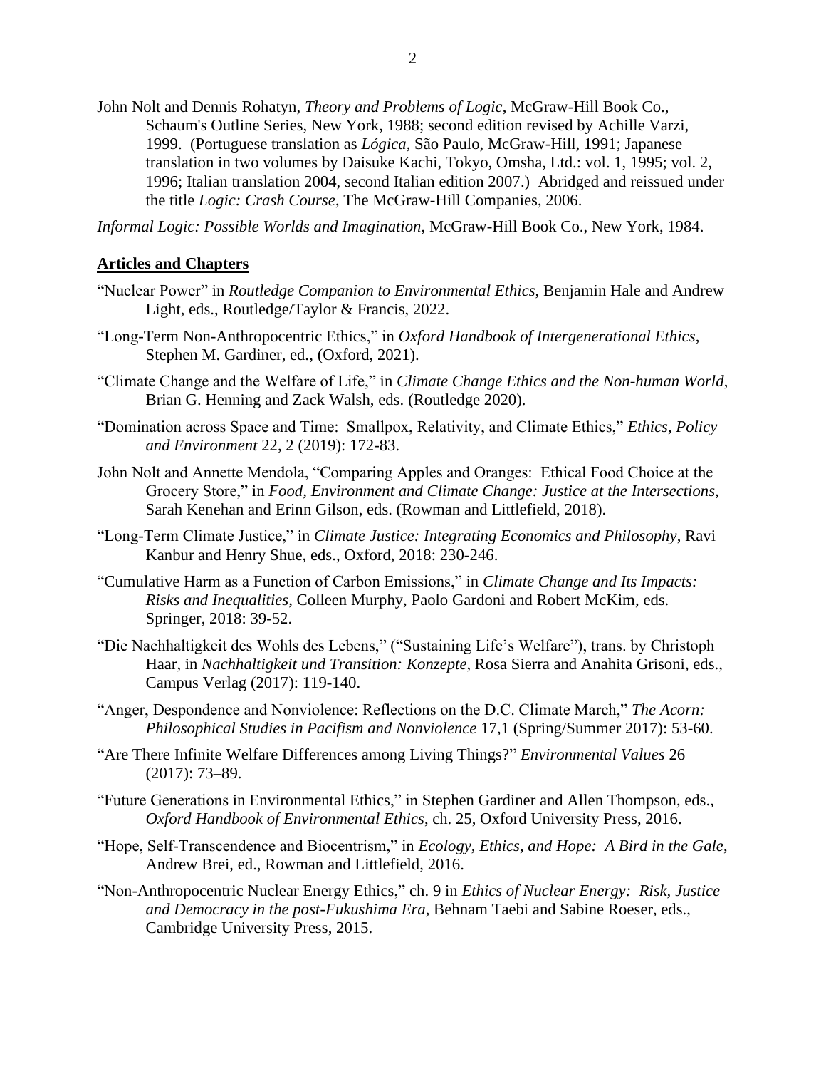John Nolt and Dennis Rohatyn, *Theory and Problems of Logic*, McGraw-Hill Book Co., Schaum's Outline Series, New York, 1988; second edition revised by Achille Varzi, 1999. (Portuguese translation as *Lógica*, São Paulo, McGraw-Hill, 1991; Japanese translation in two volumes by Daisuke Kachi, Tokyo, Omsha, Ltd.: vol. 1, 1995; vol. 2, 1996; Italian translation 2004, second Italian edition 2007.) Abridged and reissued under the title *Logic: Crash Course*, The McGraw-Hill Companies, 2006.

*Informal Logic: Possible Worlds and Imagination*, McGraw-Hill Book Co., New York, 1984.

## Articles and Chapters

"Nuclear Power" in *Routledge Companion to Environmental Ethics*, Benjamin Hale and Andrew Light, eds., Routledge/Taylor & Francis, 2022.

"Long-Term Non-Anthropocentric Ethics," in *Oxford Handbook of Intergenerational Ethics*, Stephen M. Gardiner, ed., (Oxford, 2021).

"Climate Change and the Welfare of Life," in *Climate Change Ethics and the Non-human World*, Brian G. Henning and Zack Walsh, eds. (Routledge 2020).

"Domination across Space and Time: Smallpox, Relativity, and Climate Ethics," *Ethics, Policy and Environment* 22, 2 (2019): 172-83.

John Nolt and Annette Mendola, "Comparing Apples and Oranges: Ethical Food Choice at the Grocery Store," in *Food, Environment and Climate Change: Justice at the Intersections,* Sarah Kenehan and Erinn Gilson, eds. (Rowman and Littlefield, 2018).

"Long-Term Climate Justice," in *Climate Justice: Integrating Economics and Philosophy*, Ravi Kanbur and Henry Shue, eds., Oxford, 2018: 230-246.

"Cumulative Harm as a Function of Carbon Emissions," in *Climate Change and Its Impacts: Risks and Inequalities*, Colleen Murphy, Paolo Gardoni and Robert McKim, eds. Springer, 2018: 39-52.

"Die Nachhaltigkeit des Wohls des Lebens," ("Sustaining Life's Welfare"), trans. by Christoph Haar, in *Nachhaltigkeit und Transition: Konzepte*, Rosa Sierra and Anahita Grisoni, eds., Campus Verlag (2017): 119-140.

"Anger, Despondence and Nonviolence: Reflections on the D.C. Climate March," *The Acorn: Philosophical Studies in Pacifism and Nonviolence* 17,1 (Spring/Summer 2017): 53-60.

"Are There Infinite Welfare Differences among Living Things?" *Environmental Values* 26 (2017): 73–89.

"Future Generations in Environmental Ethics," in Stephen Gardiner and Allen Thompson, eds., *Oxford Handbook of Environmental Ethics*, ch. 25, Oxford University Press, 2016.

"Hope, Self-Transcendence and Biocentrism," in *Ecology, Ethics, and Hope: A Bird in the Gale*, Andrew Brei, ed., Rowman and Littlefield, 2016.

"Non-Anthropocentric Nuclear Energy Ethics," ch. 9 in *Ethics of Nuclear Energy: Risk, Justice and Democracy in the post-Fukushima Era,* Behnam Taebi and Sabine Roeser, eds., Cambridge University Press, 2015.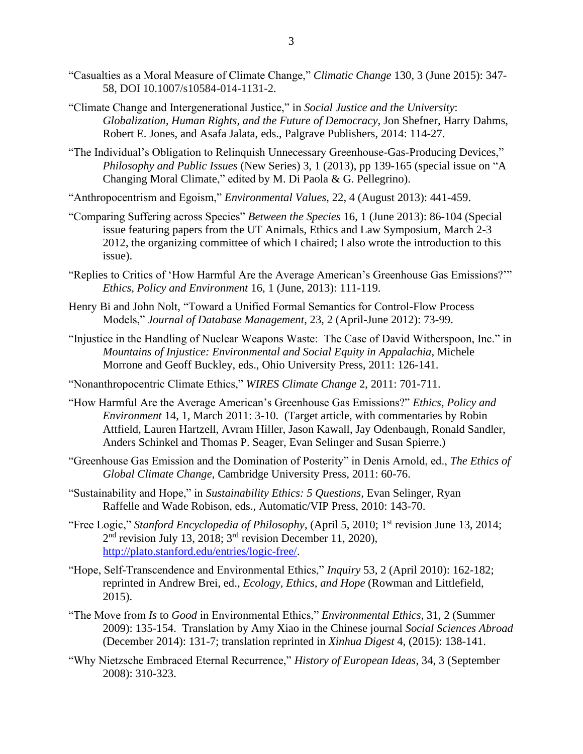"Casualties as a Moral Measure of Climate Change," *Climatic Change* 130, 3 (June 2015): 347-58, DOI 10.1007/s10584-014-1131-2.

"Climate Change and Intergenerational Justice," in *Social Justice and the University: Globalization, Human Rights, and the Future of Democracy*, Jon Shefner, Harry Dahms, Robert E. Jones, and Asafa Jalata, eds., Palgrave Publishers, 2014: 114-27.

"The Individual's Obligation to Relinquish Unnecessary Greenhouse-Gas-Producing Devices," *Philosophy and Public Issues* (New Series) 3, 1 (2013), pp 139-165 (special issue on "A Changing Moral Climate," edited by M. Di Paola & G. Pellegrino).

"Anthropocentrism and Egoism," *Environmental Values*, 22, 4 (August 2013): 441-459.

"Comparing Suffering across Species" *Between the Species* 16, 1 (June 2013): 86-104 (Special issue featuring papers from the UT Animals, Ethics and Law Symposium, March 2-3 2012, the organizing committee of which I chaired; I also wrote the introduction to this issue).

"Replies to Critics of 'How Harmful Are the Average American's Greenhouse Gas Emissions?'" *Ethics, Policy and Environment* 16, 1 (June, 2013): 111-119.

Henry Bi and John Nolt, "Toward a Unified Formal Semantics for Control-Flow Process Models," *Journal of Database Management*, 23, 2 (April-June 2012): 73-99.

"Injustice in the Handling of Nuclear Weapons Waste: The Case of David Witherspoon, Inc." in *Mountains of Injustice: Environmental and Social Equity in Appalachia*, Michele Morrone and Geoff Buckley, eds., Ohio University Press, 2011: 126-141.

"Nonanthropocentric Climate Ethics," *WIRES Climate Change* 2, 2011: 701-711.

"How Harmful Are the Average American's Greenhouse Gas Emissions?" *Ethics, Policy and Environment* 14, 1, March 2011: 3-10. (Target article, with commentaries by Robin Attfield, Lauren Hartzell, Avram Hiller, Jason Kawall, Jay Odenbaugh, Ronald Sandler, Anders Schinkel and Thomas P. Seager, Evan Selinger and Susan Spierre.)

"Greenhouse Gas Emission and the Domination of Posterity" in Denis Arnold, ed., *The Ethics of Global Climate Change*, Cambridge University Press, 2011: 60-76.

"Sustainability and Hope," in *Sustainability Ethics: 5 Questions*, Evan Selinger, Ryan Raffelle and Wade Robison, eds., Automatic/VIP Press, 2010: 143-70.

"Free Logic," *Stanford Encyclopedia of Philosophy*, (April 5, 2010; 1st revision June 13, 2014; 2nd revision July 13, 2018; 3rd revision December 11, 2020), http://plato.stanford.edu/entries/logic-free/.

"Hope, Self-Transcendence and Environmental Ethics," *Inquiry* 53, 2 (April 2010): 162-182; reprinted in Andrew Brei, ed., *Ecology, Ethics, and Hope* (Rowman and Littlefield, 2015).

"The Move from *Is* to *Good* in Environmental Ethics," *Environmental Ethics*, 31, 2 (Summer 2009): 135-154. Translation by Amy Xiao in the Chinese journal *Social Sciences Abroad* (December 2014): 131-7; translation reprinted in *Xinhua Digest* 4, (2015): 138-141.

"Why Nietzsche Embraced Eternal Recurrence," *History of European Ideas*, 34, 3 (September 2008): 310-323.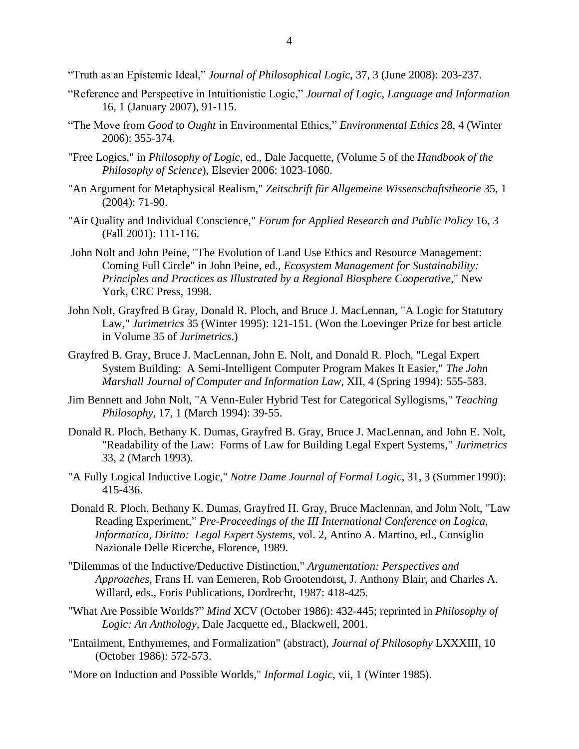"Truth as an Epistemic Ideal," *Journal of Philosophical Logic*, 37, 3 (June 2008): 203-237.

"Reference and Perspective in Intuitionistic Logic," *Journal of Logic, Language and Information* 16, 1 (January 2007), 91-115.

"The Move from *Good* to *Ought* in Environmental Ethics," *Environmental Ethics* 28, 4 (Winter 2006): 355-374.

"Free Logics," in *Philosophy of Logic*, ed., Dale Jacquette, (Volume 5 of the *Handbook of the Philosophy of Science*), Elsevier 2006: 1023-1060.

"An Argument for Metaphysical Realism," *Zeitschrift für Allgemeine Wissenschaftstheorie* 35, 1 (2004): 71-90.

"Air Quality and Individual Conscience," *Forum for Applied Research and Public Policy* 16, 3 (Fall 2001): 111-116.

John Nolt and John Peine, "The Evolution of Land Use Ethics and Resource Management: Coming Full Circle" in John Peine, ed., *Ecosystem Management for Sustainability: Principles and Practices as Illustrated by a Regional Biosphere Cooperative*," New York, CRC Press, 1998.

John Nolt, Grayfred B Gray, Donald R. Ploch, and Bruce J. MacLennan, "A Logic for Statutory Law," *Jurimetrics* 35 (Winter 1995): 121-151. (Won the Loevinger Prize for best article in Volume 35 of *Jurimetrics*.)

Grayfred B. Gray, Bruce J. MacLennan, John E. Nolt, and Donald R. Ploch, "Legal Expert System Building: A Semi-Intelligent Computer Program Makes It Easier," *The John Marshall Journal of Computer and Information Law*, XII, 4 (Spring 1994): 555-583.

Jim Bennett and John Nolt, "A Venn-Euler Hybrid Test for Categorical Syllogisms," *Teaching Philosophy*, 17, 1 (March 1994): 39-55.

Donald R. Ploch, Bethany K. Dumas, Grayfred B. Gray, Bruce J. MacLennan, and John E. Nolt, "Readability of the Law: Forms of Law for Building Legal Expert Systems," *Jurimetrics* 33, 2 (March 1993).

"A Fully Logical Inductive Logic," *Notre Dame Journal of Formal Logic*, 31, 3 (Summer 1990): 415-436.

Donald R. Ploch, Bethany K. Dumas, Grayfred H. Gray, Bruce Maclennan, and John Nolt, "Law Reading Experiment," *Pre-Proceedings of the III International Conference on Logica, Informatica, Diritto: Legal Expert Systems*, vol. 2, Antino A. Martino, ed., Consiglio Nazionale Delle Ricerche, Florence, 1989.

"Dilemmas of the Inductive/Deductive Distinction," *Argumentation: Perspectives and Approaches*, Frans H. van Eemeren, Rob Grootendorst, J. Anthony Blair, and Charles A. Willard, eds., Foris Publications, Dordrecht, 1987: 418-425.

"What Are Possible Worlds?" *Mind* XCV (October 1986): 432-445; reprinted in *Philosophy of Logic: An Anthology*, Dale Jacquette ed., Blackwell, 2001.

"Entailment, Enthymemes, and Formalization" (abstract), *Journal of Philosophy* LXXXIII, 10 (October 1986): 572-573.

"More on Induction and Possible Worlds," *Informal Logic*, vii, 1 (Winter 1985).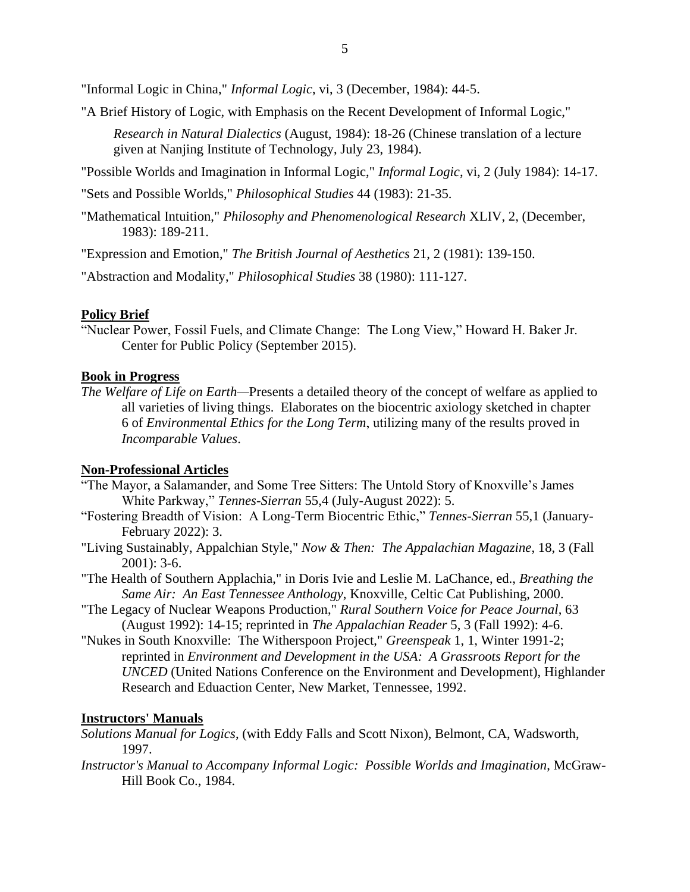"Informal Logic in China," *Informal Logic*, vi, 3 (December, 1984): 44-5.

"A Brief History of Logic, with Emphasis on the Recent Development of Informal Logic," *Research in Natural Dialectics* (August, 1984): 18-26 (Chinese translation of a lecture given at Nanjing Institute of Technology, July 23, 1984).

"Possible Worlds and Imagination in Informal Logic," *Informal Logic*, vi, 2 (July 1984): 14-17.

"Sets and Possible Worlds," *Philosophical Studies* 44 (1983): 21-35.

"Mathematical Intuition," *Philosophy and Phenomenological Research* XLIV, 2, (December, 1983): 189-211.

"Expression and Emotion," *The British Journal of Aesthetics* 21, 2 (1981): 139-150.

"Abstraction and Modality," *Philosophical Studies* 38 (1980): 111-127.

**Policy Brief**

"Nuclear Power, Fossil Fuels, and Climate Change: The Long View," Howard H. Baker Jr. Center for Public Policy (September 2015).

**Book in Progress**

*The Welfare of Life on Earth*—Presents a detailed theory of the concept of welfare as applied to all varieties of living things. Elaborates on the biocentric axiology sketched in chapter 6 of *Environmental Ethics for the Long Term*, utilizing many of the results proved in *Incomparable Values*.

**Non-Professional Articles**

"The Mayor, a Salamander, and Some Tree Sitters: The Untold Story of Knoxville's James White Parkway," *Tennes-Sierran* 55,4 (July-August 2022): 5.

"Fostering Breadth of Vision: A Long-Term Biocentric Ethic," *Tennes-Sierran* 55,1 (January-February 2022): 3.

"Living Sustainably, Appalchian Style," *Now & Then: The Appalachian Magazine*, 18, 3 (Fall 2001): 3-6.

"The Health of Southern Applachia," in Doris Ivie and Leslie M. LaChance, ed., *Breathing the Same Air: An East Tennessee Anthology*, Knoxville, Celtic Cat Publishing, 2000.

"The Legacy of Nuclear Weapons Production," *Rural Southern Voice for Peace Journal*, 63 (August 1992): 14-15; reprinted in *The Appalachian Reader* 5, 3 (Fall 1992): 4-6.

"Nukes in South Knoxville: The Witherspoon Project," *Greenspeak* 1, 1, Winter 1991-2; reprinted in *Environment and Development in the USA: A Grassroots Report for the UNCED* (United Nations Conference on the Environment and Development), Highlander Research and Eduaction Center, New Market, Tennessee, 1992.

**Instructors' Manuals**

*Solutions Manual for Logics*, (with Eddy Falls and Scott Nixon), Belmont, CA, Wadsworth, 1997.

*Instructor's Manual to Accompany Informal Logic: Possible Worlds and Imagination*, McGraw-Hill Book Co., 1984.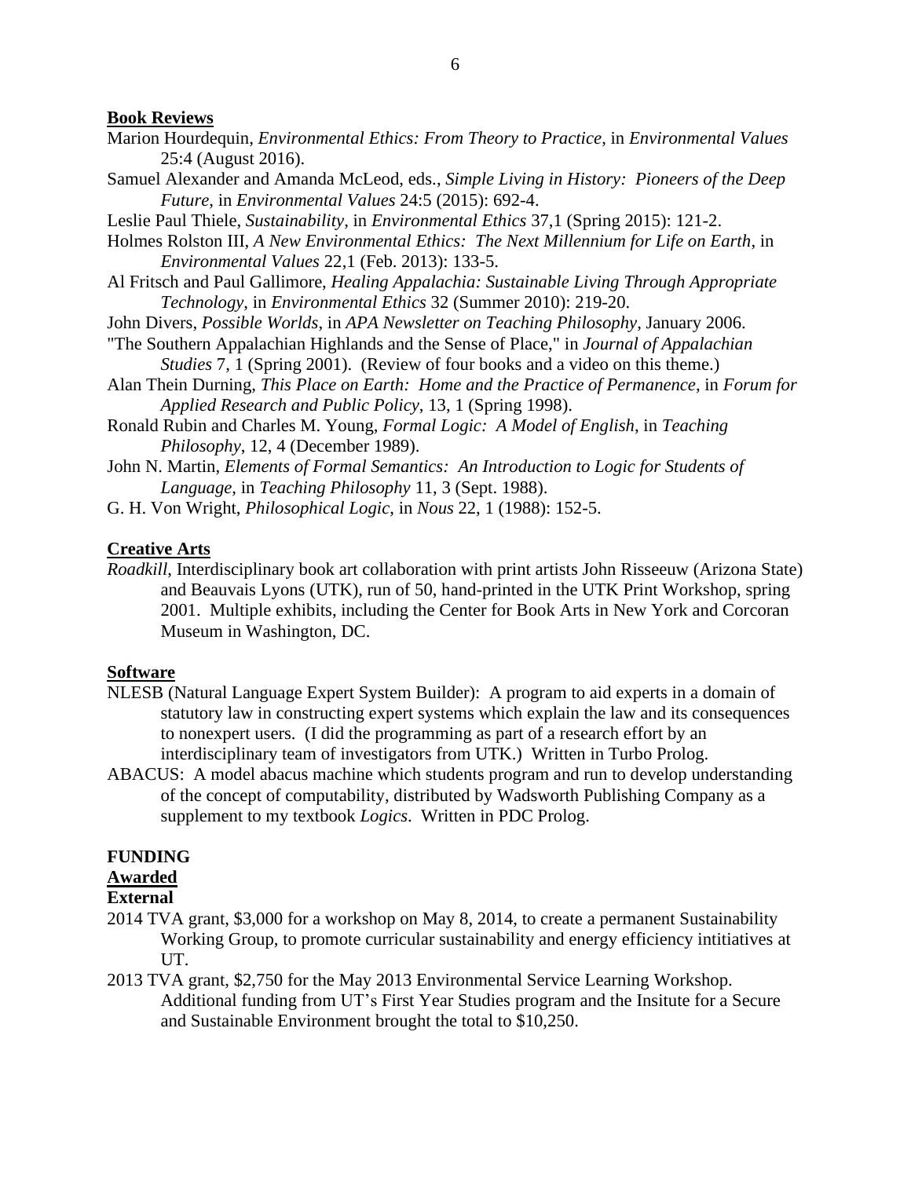**Book Reviews**

Marion Hourdequin, *Environmental Ethics: From Theory to Practice*, in *Environmental Values* 25:4 (August 2016).

Samuel Alexander and Amanda McLeod, eds., *Simple Living in History: Pioneers of the Deep Future*, in *Environmental Values* 24:5 (2015): 692-4.

Leslie Paul Thiele, *Sustainability*, in *Environmental Ethics* 37,1 (Spring 2015): 121-2.

Holmes Rolston III, *A New Environmental Ethics: The Next Millennium for Life on Earth*, in *Environmental Values* 22,1 (Feb. 2013): 133-5.

Al Fritsch and Paul Gallimore, *Healing Appalachia: Sustainable Living Through Appropriate Technology*, in *Environmental Ethics* 32 (Summer 2010): 219-20.

John Divers, *Possible Worlds*, in *APA Newsletter on Teaching Philosophy*, January 2006.

"The Southern Appalachian Highlands and the Sense of Place," in *Journal of Appalachian Studies* 7, 1 (Spring 2001). (Review of four books and a video on this theme.)

Alan Thein Durning, *This Place on Earth: Home and the Practice of Permanence*, in *Forum for Applied Research and Public Policy*, 13, 1 (Spring 1998).

Ronald Rubin and Charles M. Young, *Formal Logic: A Model of English*, in *Teaching Philosophy*, 12, 4 (December 1989).

John N. Martin, *Elements of Formal Semantics: An Introduction to Logic for Students of Language*, in *Teaching Philosophy* 11, 3 (Sept. 1988).

G. H. Von Wright, *Philosophical Logic*, in *Nous* 22, 1 (1988): 152-5.

**Creative Arts**

*Roadkill*, Interdisciplinary book art collaboration with print artists John Risseeuw (Arizona State) and Beauvais Lyons (UTK), run of 50, hand-printed in the UTK Print Workshop, spring 2001. Multiple exhibits, including the Center for Book Arts in New York and Corcoran Museum in Washington, DC.

**Software**

NLESB (Natural Language Expert System Builder): A program to aid experts in a domain of statutory law in constructing expert systems which explain the law and its consequences to nonexpert users. (I did the programming as part of a research effort by an interdisciplinary team of investigators from UTK.) Written in Turbo Prolog.

ABACUS: A model abacus machine which students program and run to develop understanding of the concept of computability, distributed by Wadsworth Publishing Company as a supplement to my textbook *Logics*. Written in PDC Prolog.

## FUNDING

**Awarded**

**External**

2014 TVA grant, $3,000 for a workshop on May 8, 2014, to create a permanent Sustainability Working Group, to promote curricular sustainability and energy efficiency intitiatives at UT.

2013 TVA grant, $2,750 for the May 2013 Environmental Service Learning Workshop. Additional funding from UT's First Year Studies program and the Insitute for a Secure and Sustainable Environment brought the total to $10,250.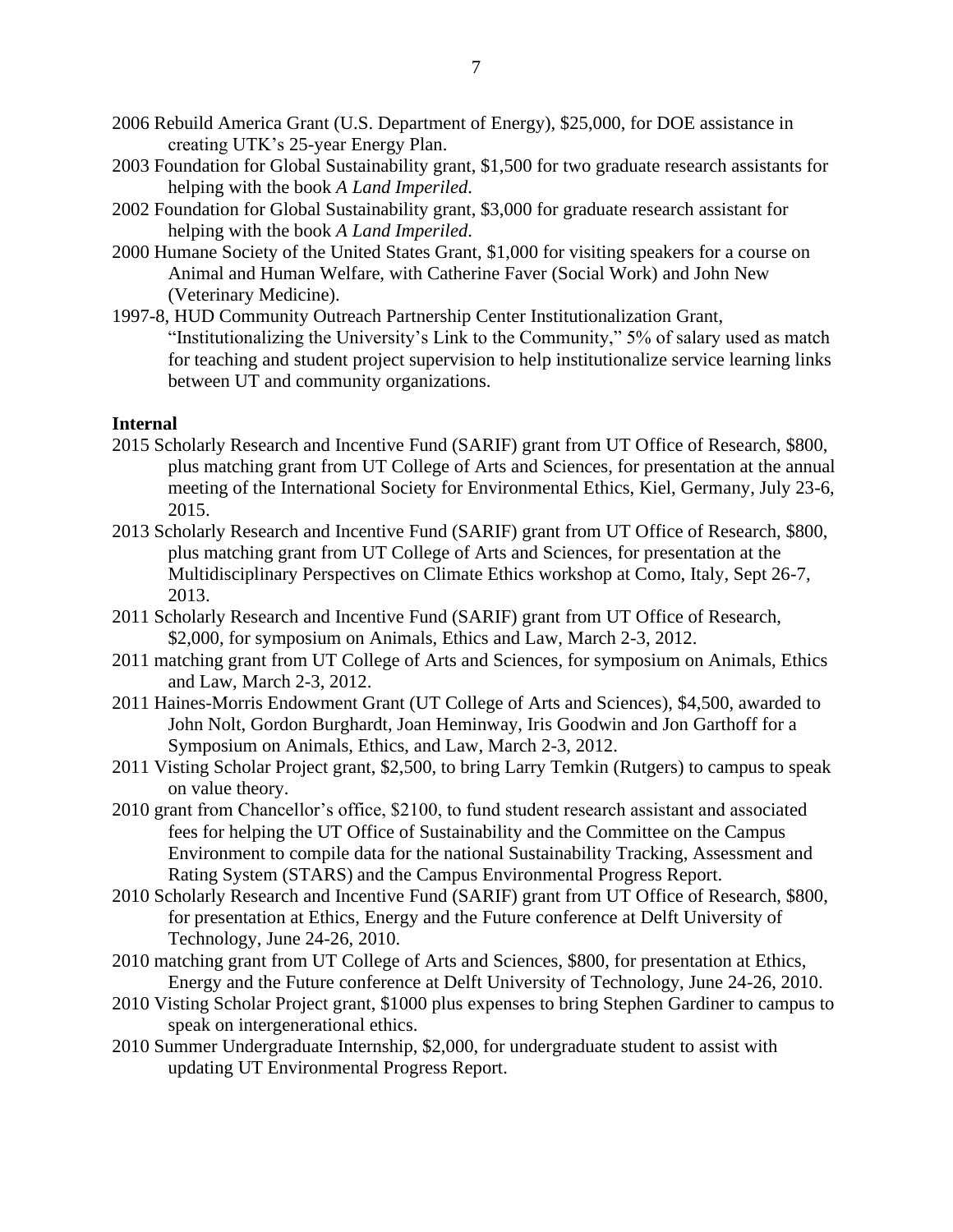2006 Rebuild America Grant (U.S. Department of Energy), \$25,000, for DOE assistance in creating UTK's 25-year Energy Plan.

2003 Foundation for Global Sustainability grant, \$1,500 for two graduate research assistants for helping with the book *A Land Imperiled*.

2002 Foundation for Global Sustainability grant, \$3,000 for graduate research assistant for helping with the book *A Land Imperiled*.

2000 Humane Society of the United States Grant, \$1,000 for visiting speakers for a course on Animal and Human Welfare, with Catherine Faver (Social Work) and John New (Veterinary Medicine).

1997-8, HUD Community Outreach Partnership Center Institutionalization Grant, "Institutionalizing the University's Link to the Community," 5% of salary used as match for teaching and student project supervision to help institutionalize service learning links between UT and community organizations.

**Internal**

2015 Scholarly Research and Incentive Fund (SARIF) grant from UT Office of Research, \$800, plus matching grant from UT College of Arts and Sciences, for presentation at the annual meeting of the International Society for Environmental Ethics, Kiel, Germany, July 23-6, 2015.

2013 Scholarly Research and Incentive Fund (SARIF) grant from UT Office of Research, \$800, plus matching grant from UT College of Arts and Sciences, for presentation at the Multidisciplinary Perspectives on Climate Ethics workshop at Como, Italy, Sept 26-7, 2013.

2011 Scholarly Research and Incentive Fund (SARIF) grant from UT Office of Research, \$2,000, for symposium on Animals, Ethics and Law, March 2-3, 2012.

2011 matching grant from UT College of Arts and Sciences, for symposium on Animals, Ethics and Law, March 2-3, 2012.

2011 Haines-Morris Endowment Grant (UT College of Arts and Sciences), \$4,500, awarded to John Nolt, Gordon Burghardt, Joan Heminway, Iris Goodwin and Jon Garthoff for a Symposium on Animals, Ethics, and Law, March 2-3, 2012.

2011 Visting Scholar Project grant, \$2,500, to bring Larry Temkin (Rutgers) to campus to speak on value theory.

2010 grant from Chancellor's office, \$2100, to fund student research assistant and associated fees for helping the UT Office of Sustainability and the Committee on the Campus Environment to compile data for the national Sustainability Tracking, Assessment and Rating System (STARS) and the Campus Environmental Progress Report.

2010 Scholarly Research and Incentive Fund (SARIF) grant from UT Office of Research, \$800, for presentation at Ethics, Energy and the Future conference at Delft University of Technology, June 24-26, 2010.

2010 matching grant from UT College of Arts and Sciences, \$800, for presentation at Ethics, Energy and the Future conference at Delft University of Technology, June 24-26, 2010.

2010 Visting Scholar Project grant, \$1000 plus expenses to bring Stephen Gardiner to campus to speak on intergenerational ethics.

2010 Summer Undergraduate Internship, \$2,000, for undergraduate student to assist with updating UT Environmental Progress Report.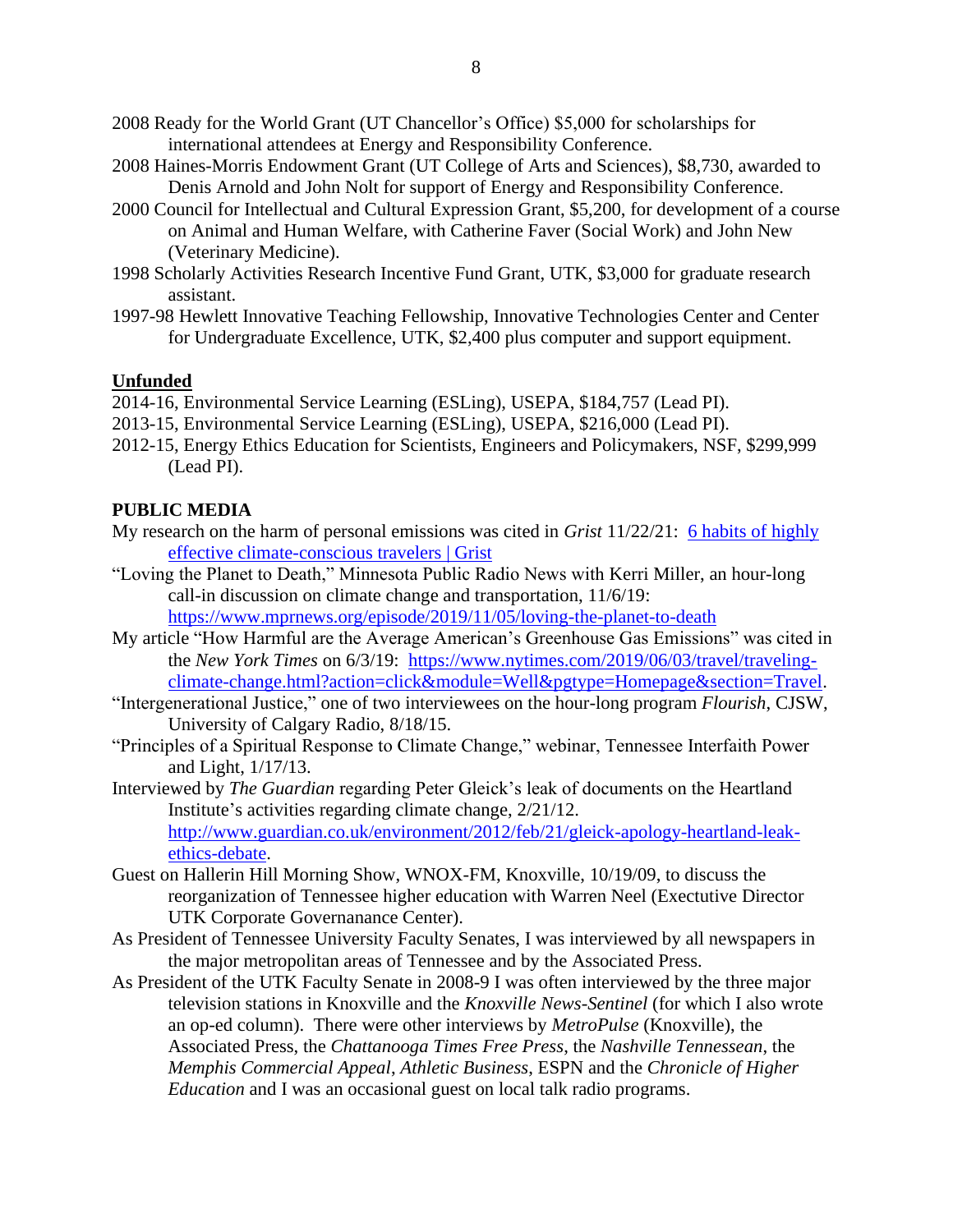2008 Ready for the World Grant (UT Chancellor's Office) $5,000 for scholarships for international attendees at Energy and Responsibility Conference.

2008 Haines-Morris Endowment Grant (UT College of Arts and Sciences), $8,730, awarded to Denis Arnold and John Nolt for support of Energy and Responsibility Conference.

2000 Council for Intellectual and Cultural Expression Grant, $5,200, for development of a course on Animal and Human Welfare, with Catherine Faver (Social Work) and John New (Veterinary Medicine).

1998 Scholarly Activities Research Incentive Fund Grant, UTK, $3,000 for graduate research assistant.

1997-98 Hewlett Innovative Teaching Fellowship, Innovative Technologies Center and Center for Undergraduate Excellence, UTK, $2,400 plus computer and support equipment.

**Unfunded**

2014-16, Environmental Service Learning (ESLing), USEPA, $184,757 (Lead PI).

2013-15, Environmental Service Learning (ESLing), USEPA, $216,000 (Lead PI).

2012-15, Energy Ethics Education for Scientists, Engineers and Policymakers, NSF, $299,999 (Lead PI).

## PUBLIC MEDIA

My research on the harm of personal emissions was cited in *Grist* 11/22/21: [6 habits of highly effective climate-conscious travelers | Grist]

"Loving the Planet to Death," Minnesota Public Radio News with Kerri Miller, an hour-long call-in discussion on climate change and transportation, 11/6/19: https://www.mprnews.org/episode/2019/11/05/loving-the-planet-to-death

My article "How Harmful are the Average American's Greenhouse Gas Emissions" was cited in the *New York Times* on 6/3/19: https://www.nytimes.com/2019/06/03/travel/traveling-climate-change.html?action=click&module=Well&pgtype=Homepage&section=Travel.

"Intergenerational Justice," one of two interviewees on the hour-long program *Flourish*, CJSW, University of Calgary Radio, 8/18/15.

"Principles of a Spiritual Response to Climate Change," webinar, Tennessee Interfaith Power and Light, 1/17/13.

Interviewed by *The Guardian* regarding Peter Gleick's leak of documents on the Heartland Institute's activities regarding climate change, 2/21/12. http://www.guardian.co.uk/environment/2012/feb/21/gleick-apology-heartland-leak-ethics-debate.

Guest on Hallerin Hill Morning Show, WNOX-FM, Knoxville, 10/19/09, to discuss the reorganization of Tennessee higher education with Warren Neel (Exectutive Director UTK Corporate Governanance Center).

As President of Tennessee University Faculty Senates, I was interviewed by all newspapers in the major metropolitan areas of Tennessee and by the Associated Press.

As President of the UTK Faculty Senate in 2008-9 I was often interviewed by the three major television stations in Knoxville and the *Knoxville News-Sentinel* (for which I also wrote an op-ed column). There were other interviews by *MetroPulse* (Knoxville), the Associated Press, the *Chattanooga Times Free Press*, the *Nashville Tennessean*, the *Memphis Commercial Appeal*, *Athletic Business*, ESPN and the *Chronicle of Higher Education* and I was an occasional guest on local talk radio programs.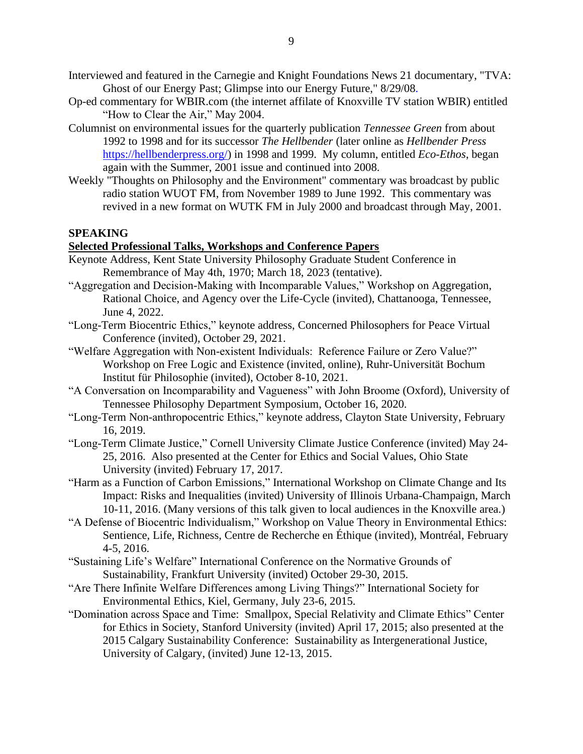Interviewed and featured in the Carnegie and Knight Foundations News 21 documentary, "TVA: Ghost of our Energy Past; Glimpse into our Energy Future," 8/29/08.

Op-ed commentary for WBIR.com (the internet affilate of Knoxville TV station WBIR) entitled "How to Clear the Air," May 2004.

Columnist on environmental issues for the quarterly publication *Tennessee Green* from about 1992 to 1998 and for its successor *The Hellbender* (later online as *Hellbender Press* https://hellbenderpress.org/) in 1998 and 1999. My column, entitled *Eco-Ethos*, began again with the Summer, 2001 issue and continued into 2008.

Weekly "Thoughts on Philosophy and the Environment" commentary was broadcast by public radio station WUOT FM, from November 1989 to June 1992. This commentary was revived in a new format on WUTK FM in July 2000 and broadcast through May, 2001.

## SPEAKING

**Selected Professional Talks, Workshops and Conference Papers**

Keynote Address, Kent State University Philosophy Graduate Student Conference in Remembrance of May 4th, 1970; March 18, 2023 (tentative).

"Aggregation and Decision-Making with Incomparable Values," Workshop on Aggregation, Rational Choice, and Agency over the Life-Cycle (invited), Chattanooga, Tennessee, June 4, 2022.

"Long-Term Biocentric Ethics," keynote address, Concerned Philosophers for Peace Virtual Conference (invited), October 29, 2021.

"Welfare Aggregation with Non-existent Individuals: Reference Failure or Zero Value?" Workshop on Free Logic and Existence (invited, online), Ruhr-Universität Bochum Institut für Philosophie (invited), October 8-10, 2021.

"A Conversation on Incomparability and Vagueness" with John Broome (Oxford), University of Tennessee Philosophy Department Symposium, October 16, 2020.

"Long-Term Non-anthropocentric Ethics," keynote address, Clayton State University, February 16, 2019.

"Long-Term Climate Justice," Cornell University Climate Justice Conference (invited) May 24-25, 2016. Also presented at the Center for Ethics and Social Values, Ohio State University (invited) February 17, 2017.

"Harm as a Function of Carbon Emissions," International Workshop on Climate Change and Its Impact: Risks and Inequalities (invited) University of Illinois Urbana-Champaign, March 10-11, 2016. (Many versions of this talk given to local audiences in the Knoxville area.)

"A Defense of Biocentric Individualism," Workshop on Value Theory in Environmental Ethics: Sentience, Life, Richness, Centre de Recherche en Éthique (invited), Montréal, February 4-5, 2016.

"Sustaining Life's Welfare" International Conference on the Normative Grounds of Sustainability, Frankfurt University (invited) October 29-30, 2015.

"Are There Infinite Welfare Differences among Living Things?" International Society for Environmental Ethics, Kiel, Germany, July 23-6, 2015.

"Domination across Space and Time: Smallpox, Special Relativity and Climate Ethics" Center for Ethics in Society, Stanford University (invited) April 17, 2015; also presented at the 2015 Calgary Sustainability Conference: Sustainability as Intergenerational Justice, University of Calgary, (invited) June 12-13, 2015.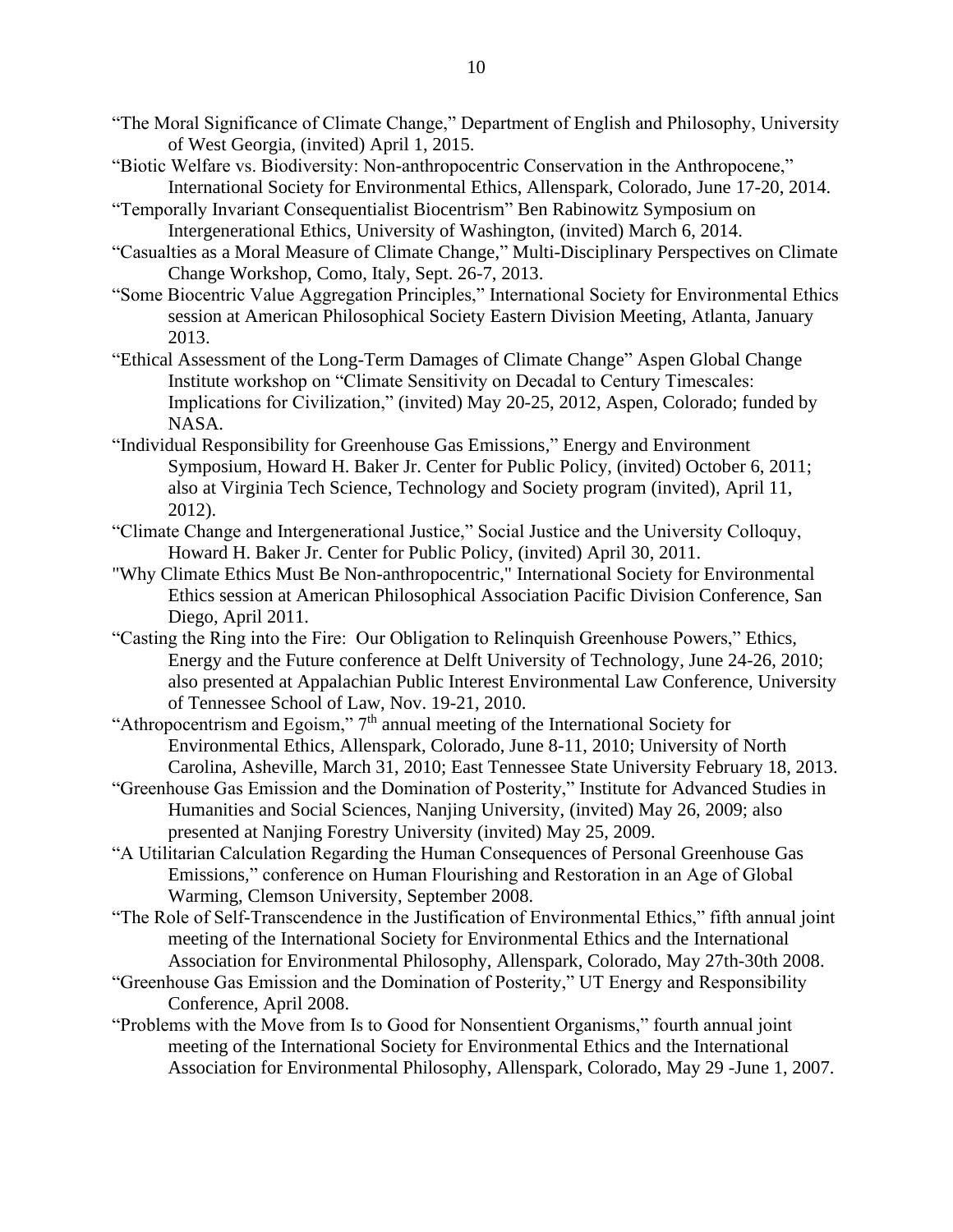"The Moral Significance of Climate Change," Department of English and Philosophy, University of West Georgia, (invited) April 1, 2015.

"Biotic Welfare vs. Biodiversity: Non-anthropocentric Conservation in the Anthropocene," International Society for Environmental Ethics, Allenspark, Colorado, June 17-20, 2014.

"Temporally Invariant Consequentialist Biocentrism" Ben Rabinowitz Symposium on Intergenerational Ethics, University of Washington, (invited) March 6, 2014.

"Casualties as a Moral Measure of Climate Change," Multi-Disciplinary Perspectives on Climate Change Workshop, Como, Italy, Sept. 26-7, 2013.

"Some Biocentric Value Aggregation Principles," International Society for Environmental Ethics session at American Philosophical Society Eastern Division Meeting, Atlanta, January 2013.

"Ethical Assessment of the Long-Term Damages of Climate Change" Aspen Global Change Institute workshop on "Climate Sensitivity on Decadal to Century Timescales: Implications for Civilization," (invited) May 20-25, 2012, Aspen, Colorado; funded by NASA.

"Individual Responsibility for Greenhouse Gas Emissions," Energy and Environment Symposium, Howard H. Baker Jr. Center for Public Policy, (invited) October 6, 2011; also at Virginia Tech Science, Technology and Society program (invited), April 11, 2012).

"Climate Change and Intergenerational Justice," Social Justice and the University Colloquy, Howard H. Baker Jr. Center for Public Policy, (invited) April 30, 2011.

"Why Climate Ethics Must Be Non-anthropocentric," International Society for Environmental Ethics session at American Philosophical Association Pacific Division Conference, San Diego, April 2011.

"Casting the Ring into the Fire: Our Obligation to Relinquish Greenhouse Powers," Ethics, Energy and the Future conference at Delft University of Technology, June 24-26, 2010; also presented at Appalachian Public Interest Environmental Law Conference, University of Tennessee School of Law, Nov. 19-21, 2010.

"Athropocentrism and Egoism," 7th annual meeting of the International Society for Environmental Ethics, Allenspark, Colorado, June 8-11, 2010; University of North Carolina, Asheville, March 31, 2010; East Tennessee State University February 18, 2013.

"Greenhouse Gas Emission and the Domination of Posterity," Institute for Advanced Studies in Humanities and Social Sciences, Nanjing University, (invited) May 26, 2009; also presented at Nanjing Forestry University (invited) May 25, 2009.

"A Utilitarian Calculation Regarding the Human Consequences of Personal Greenhouse Gas Emissions," conference on Human Flourishing and Restoration in an Age of Global Warming, Clemson University, September 2008.

"The Role of Self-Transcendence in the Justification of Environmental Ethics," fifth annual joint meeting of the International Society for Environmental Ethics and the International Association for Environmental Philosophy, Allenspark, Colorado, May 27th-30th 2008.

"Greenhouse Gas Emission and the Domination of Posterity," UT Energy and Responsibility Conference, April 2008.

"Problems with the Move from Is to Good for Nonsentient Organisms," fourth annual joint meeting of the International Society for Environmental Ethics and the International Association for Environmental Philosophy, Allenspark, Colorado, May 29 -June 1, 2007.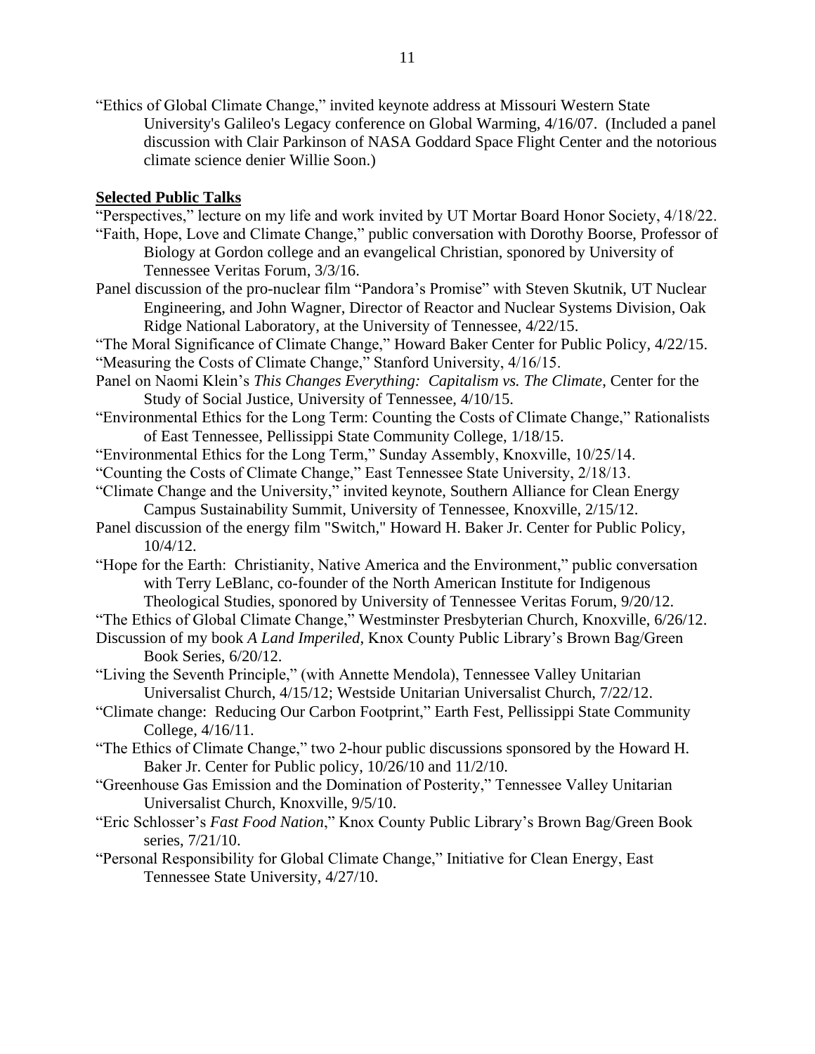"Ethics of Global Climate Change," invited keynote address at Missouri Western State University's Galileo's Legacy conference on Global Warming, 4/16/07. (Included a panel discussion with Clair Parkinson of NASA Goddard Space Flight Center and the notorious climate science denier Willie Soon.)

**Selected Public Talks**

"Perspectives," lecture on my life and work invited by UT Mortar Board Honor Society, 4/18/22.

"Faith, Hope, Love and Climate Change," public conversation with Dorothy Boorse, Professor of Biology at Gordon college and an evangelical Christian, sponored by University of Tennessee Veritas Forum, 3/3/16.

Panel discussion of the pro-nuclear film "Pandora's Promise" with Steven Skutnik, UT Nuclear Engineering, and John Wagner, Director of Reactor and Nuclear Systems Division, Oak Ridge National Laboratory, at the University of Tennessee, 4/22/15.

"The Moral Significance of Climate Change," Howard Baker Center for Public Policy, 4/22/15.

"Measuring the Costs of Climate Change," Stanford University, 4/16/15.

Panel on Naomi Klein's *This Changes Everything: Capitalism vs. The Climate*, Center for the Study of Social Justice, University of Tennessee, 4/10/15.

"Environmental Ethics for the Long Term: Counting the Costs of Climate Change," Rationalists of East Tennessee, Pellissippi State Community College, 1/18/15.

"Environmental Ethics for the Long Term," Sunday Assembly, Knoxville, 10/25/14.

"Counting the Costs of Climate Change," East Tennessee State University, 2/18/13.

"Climate Change and the University," invited keynote, Southern Alliance for Clean Energy Campus Sustainability Summit, University of Tennessee, Knoxville, 2/15/12.

Panel discussion of the energy film "Switch," Howard H. Baker Jr. Center for Public Policy, 10/4/12.

"Hope for the Earth: Christianity, Native America and the Environment," public conversation with Terry LeBlanc, co-founder of the North American Institute for Indigenous Theological Studies, sponored by University of Tennessee Veritas Forum, 9/20/12.

"The Ethics of Global Climate Change," Westminster Presbyterian Church, Knoxville, 6/26/12.

Discussion of my book *A Land Imperiled*, Knox County Public Library's Brown Bag/Green Book Series, 6/20/12.

"Living the Seventh Principle," (with Annette Mendola), Tennessee Valley Unitarian Universalist Church, 4/15/12; Westside Unitarian Universalist Church, 7/22/12.

"Climate change: Reducing Our Carbon Footprint," Earth Fest, Pellissippi State Community College, 4/16/11.

"The Ethics of Climate Change," two 2-hour public discussions sponsored by the Howard H. Baker Jr. Center for Public policy, 10/26/10 and 11/2/10.

"Greenhouse Gas Emission and the Domination of Posterity," Tennessee Valley Unitarian Universalist Church, Knoxville, 9/5/10.

"Eric Schlosser's *Fast Food Nation*," Knox County Public Library's Brown Bag/Green Book series, 7/21/10.

"Personal Responsibility for Global Climate Change," Initiative for Clean Energy, East Tennessee State University, 4/27/10.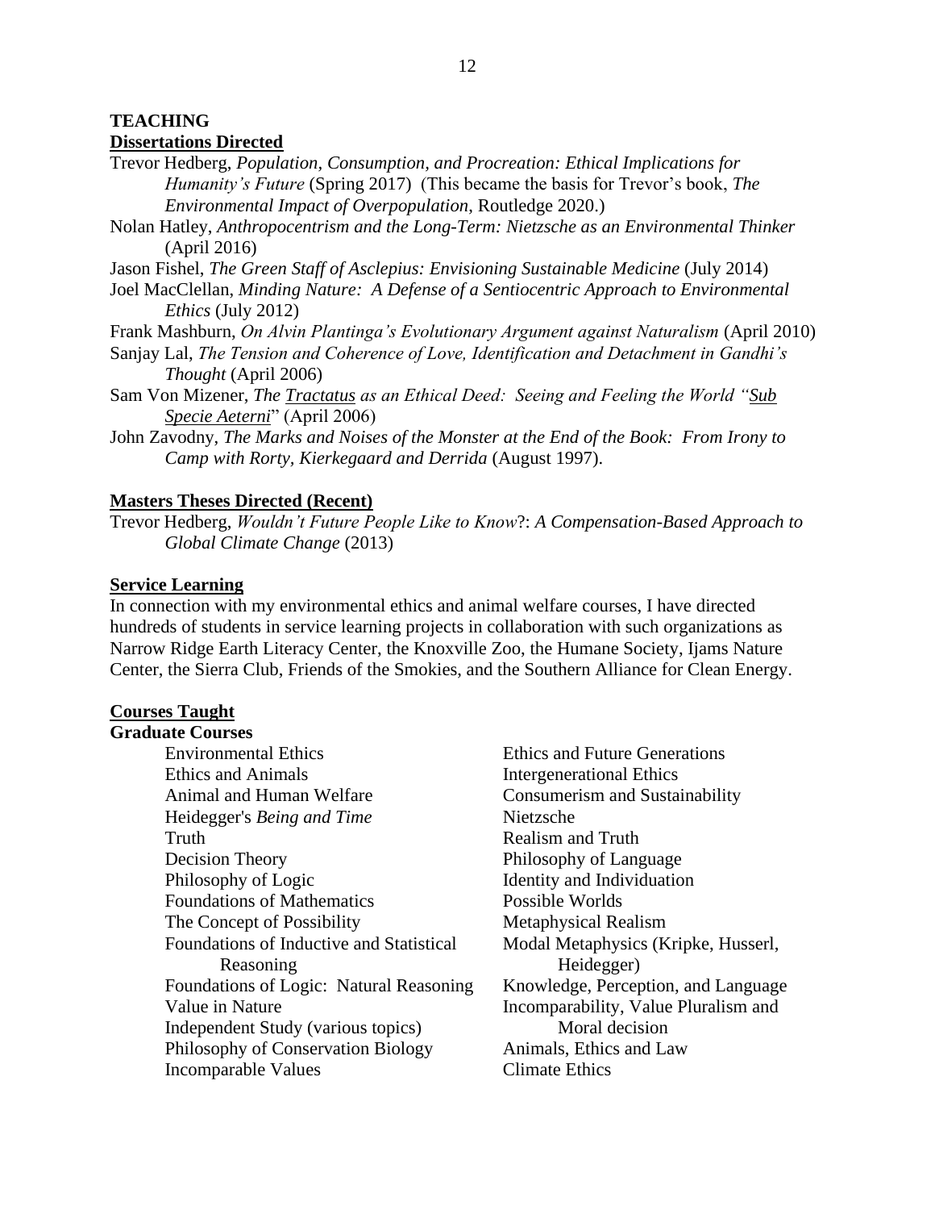## TEACHING

### Dissertations Directed

Trevor Hedberg, *Population, Consumption, and Procreation: Ethical Implications for Humanity's Future* (Spring 2017) (This became the basis for Trevor's book, *The Environmental Impact of Overpopulation*, Routledge 2020.)

Nolan Hatley, *Anthropocentrism and the Long-Term: Nietzsche as an Environmental Thinker* (April 2016)

Jason Fishel, *The Green Staff of Asclepius: Envisioning Sustainable Medicine* (July 2014)

Joel MacClellan, *Minding Nature: A Defense of a Sentiocentric Approach to Environmental Ethics* (July 2012)

Frank Mashburn, *On Alvin Plantinga's Evolutionary Argument against Naturalism* (April 2010)

Sanjay Lal, *The Tension and Coherence of Love, Identification and Detachment in Gandhi's Thought* (April 2006)

Sam Von Mizener, *The Tractatus as an Ethical Deed: Seeing and Feeling the World "Sub Specie Aeterni"* (April 2006)

John Zavodny, *The Marks and Noises of the Monster at the End of the Book: From Irony to Camp with Rorty, Kierkegaard and Derrida* (August 1997).

### Masters Theses Directed (Recent)

Trevor Hedberg, *Wouldn't Future People Like to Know?: A Compensation-Based Approach to Global Climate Change* (2013)

### Service Learning

In connection with my environmental ethics and animal welfare courses, I have directed hundreds of students in service learning projects in collaboration with such organizations as Narrow Ridge Earth Literacy Center, the Knoxville Zoo, the Humane Society, Ijams Nature Center, the Sierra Club, Friends of the Smokies, and the Southern Alliance for Clean Energy.

### Courses Taught

**Graduate Courses**

- Environmental Ethics
- Ethics and Animals
- Animal and Human Welfare
- Heidegger's *Being and Time*
- Truth
- Decision Theory
- Philosophy of Logic
- Foundations of Mathematics
- The Concept of Possibility
- Foundations of Inductive and Statistical Reasoning
- Foundations of Logic: Natural Reasoning
- Value in Nature
- Independent Study (various topics)
- Philosophy of Conservation Biology
- Incomparable Values
- Ethics and Future Generations
- Intergenerational Ethics
- Consumerism and Sustainability
- Nietzsche
- Realism and Truth
- Philosophy of Language
- Identity and Individuation
- Possible Worlds
- Metaphysical Realism
- Modal Metaphysics (Kripke, Husserl, Heidegger)
- Knowledge, Perception, and Language
- Incomparability, Value Pluralism and Moral decision
- Animals, Ethics and Law
- Climate Ethics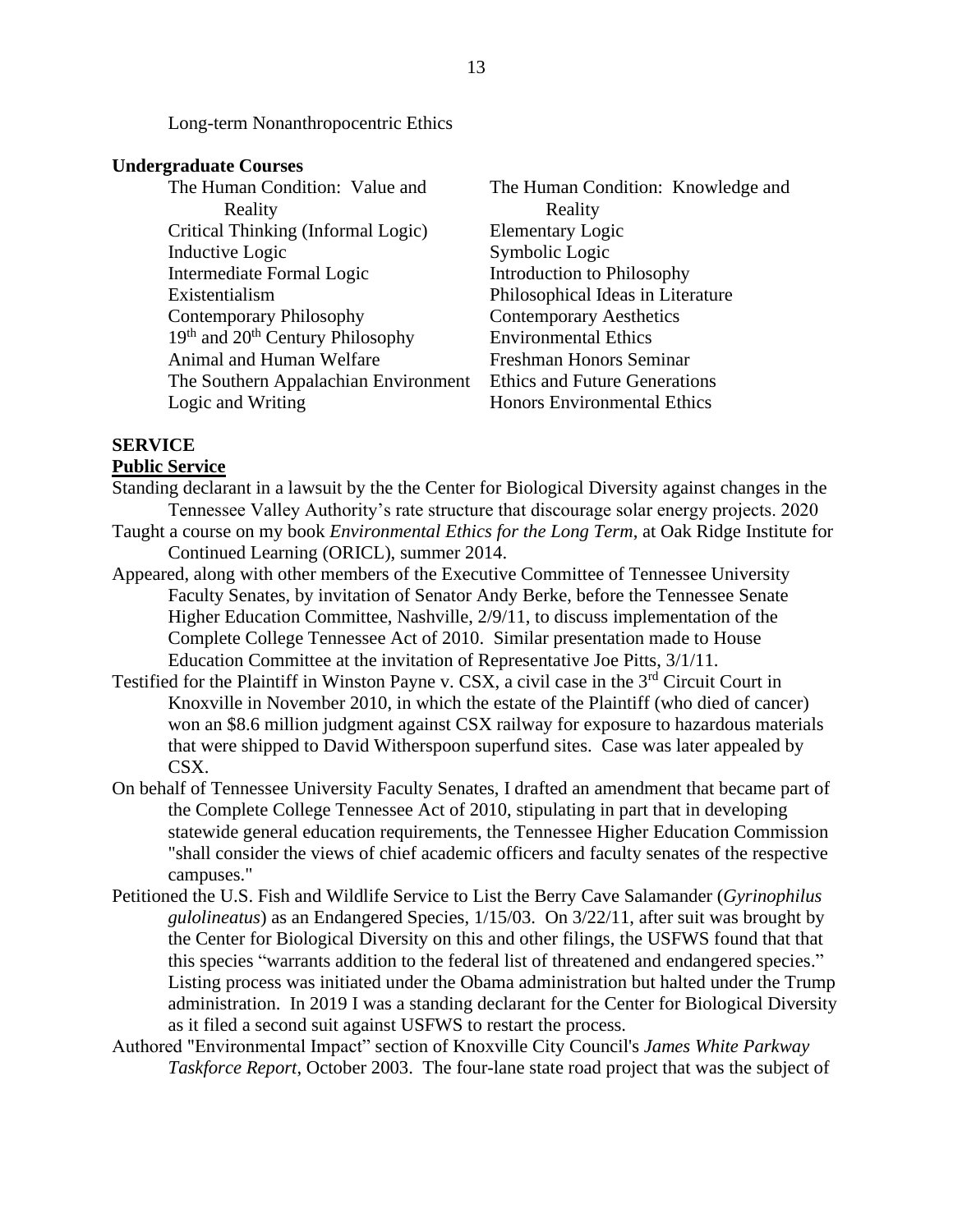Long-term Nonanthropocentric Ethics

**Undergraduate Courses**

- The Human Condition: Value and Reality
- The Human Condition: Knowledge and Reality
- Critical Thinking (Informal Logic)
- Elementary Logic
- Inductive Logic
- Symbolic Logic
- Intermediate Formal Logic
- Introduction to Philosophy
- Existentialism
- Philosophical Ideas in Literature
- Contemporary Philosophy
- Contemporary Aesthetics
- 19th and 20th Century Philosophy
- Environmental Ethics
- Animal and Human Welfare
- Freshman Honors Seminar
- The Southern Appalachian Environment
- Ethics and Future Generations
- Logic and Writing
- Honors Environmental Ethics

## SERVICE

**Public Service**

Standing declarant in a lawsuit by the the Center for Biological Diversity against changes in the Tennessee Valley Authority's rate structure that discourage solar energy projects. 2020

Taught a course on my book *Environmental Ethics for the Long Term*, at Oak Ridge Institute for Continued Learning (ORICL), summer 2014.

Appeared, along with other members of the Executive Committee of Tennessee University Faculty Senates, by invitation of Senator Andy Berke, before the Tennessee Senate Higher Education Committee, Nashville, 2/9/11, to discuss implementation of the Complete College Tennessee Act of 2010. Similar presentation made to House Education Committee at the invitation of Representative Joe Pitts, 3/1/11.

Testified for the Plaintiff in Winston Payne v. CSX, a civil case in the 3rd Circuit Court in Knoxville in November 2010, in which the estate of the Plaintiff (who died of cancer) won an $8.6 million judgment against CSX railway for exposure to hazardous materials that were shipped to David Witherspoon superfund sites. Case was later appealed by CSX.

On behalf of Tennessee University Faculty Senates, I drafted an amendment that became part of the Complete College Tennessee Act of 2010, stipulating in part that in developing statewide general education requirements, the Tennessee Higher Education Commission "shall consider the views of chief academic officers and faculty senates of the respective campuses."

Petitioned the U.S. Fish and Wildlife Service to List the Berry Cave Salamander (*Gyrinophilus gulolineatus*) as an Endangered Species, 1/15/03. On 3/22/11, after suit was brought by the Center for Biological Diversity on this and other filings, the USFWS found that that this species "warrants addition to the federal list of threatened and endangered species." Listing process was initiated under the Obama administration but halted under the Trump administration. In 2019 I was a standing declarant for the Center for Biological Diversity as it filed a second suit against USFWS to restart the process.

Authored "Environmental Impact" section of Knoxville City Council's *James White Parkway Taskforce Report*, October 2003. The four-lane state road project that was the subject of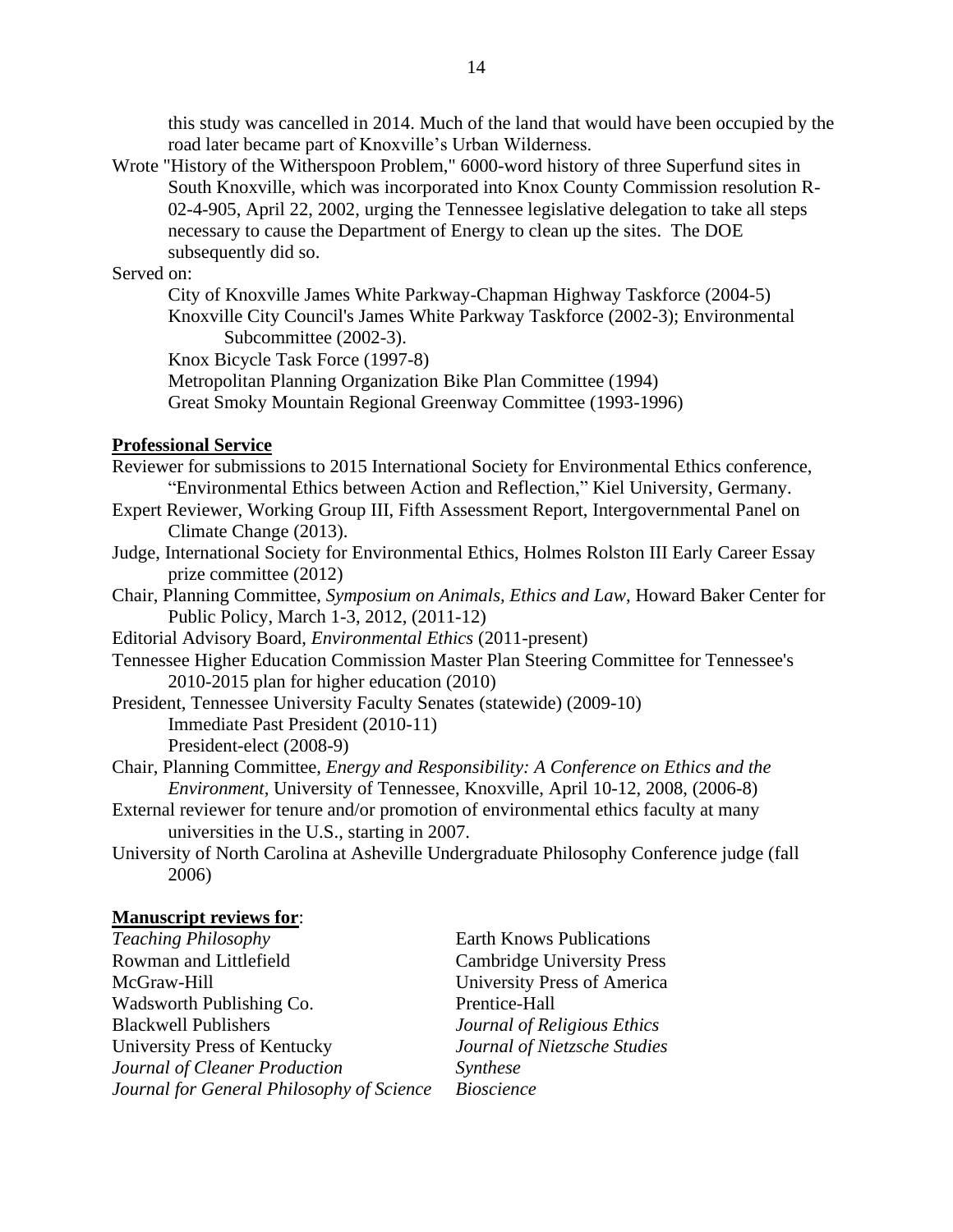this study was cancelled in 2014. Much of the land that would have been occupied by the road later became part of Knoxville's Urban Wilderness.

Wrote "History of the Witherspoon Problem," 6000-word history of three Superfund sites in South Knoxville, which was incorporated into Knox County Commission resolution R-02-4-905, April 22, 2002, urging the Tennessee legislative delegation to take all steps necessary to cause the Department of Energy to clean up the sites. The DOE subsequently did so.

Served on:

- City of Knoxville James White Parkway-Chapman Highway Taskforce (2004-5)
- Knoxville City Council's James White Parkway Taskforce (2002-3); Environmental Subcommittee (2002-3).
- Knox Bicycle Task Force (1997-8)
- Metropolitan Planning Organization Bike Plan Committee (1994)
- Great Smoky Mountain Regional Greenway Committee (1993-1996)

**Professional Service**

Reviewer for submissions to 2015 International Society for Environmental Ethics conference, "Environmental Ethics between Action and Reflection," Kiel University, Germany.

Expert Reviewer, Working Group III, Fifth Assessment Report, Intergovernmental Panel on Climate Change (2013).

Judge, International Society for Environmental Ethics, Holmes Rolston III Early Career Essay prize committee (2012)

Chair, Planning Committee, *Symposium on Animals, Ethics and Law*, Howard Baker Center for Public Policy, March 1-3, 2012, (2011-12)

Editorial Advisory Board, *Environmental Ethics* (2011-present)

Tennessee Higher Education Commission Master Plan Steering Committee for Tennessee's 2010-2015 plan for higher education (2010)

President, Tennessee University Faculty Senates (statewide) (2009-10)
- Immediate Past President (2010-11)
- President-elect (2008-9)

Chair, Planning Committee, *Energy and Responsibility: A Conference on Ethics and the Environment*, University of Tennessee, Knoxville, April 10-12, 2008, (2006-8)

External reviewer for tenure and/or promotion of environmental ethics faculty at many universities in the U.S., starting in 2007.

University of North Carolina at Asheville Undergraduate Philosophy Conference judge (fall 2006)

**Manuscript reviews for**:

*Teaching Philosophy*
Rowman and Littlefield
McGraw-Hill
Wadsworth Publishing Co.
Blackwell Publishers
University Press of Kentucky
*Journal of Cleaner Production*
*Journal for General Philosophy of Science*
Earth Knows Publications
Cambridge University Press
University Press of America
Prentice-Hall
*Journal of Religious Ethics*
*Journal of Nietzsche Studies*
*Synthese*
*Bioscience*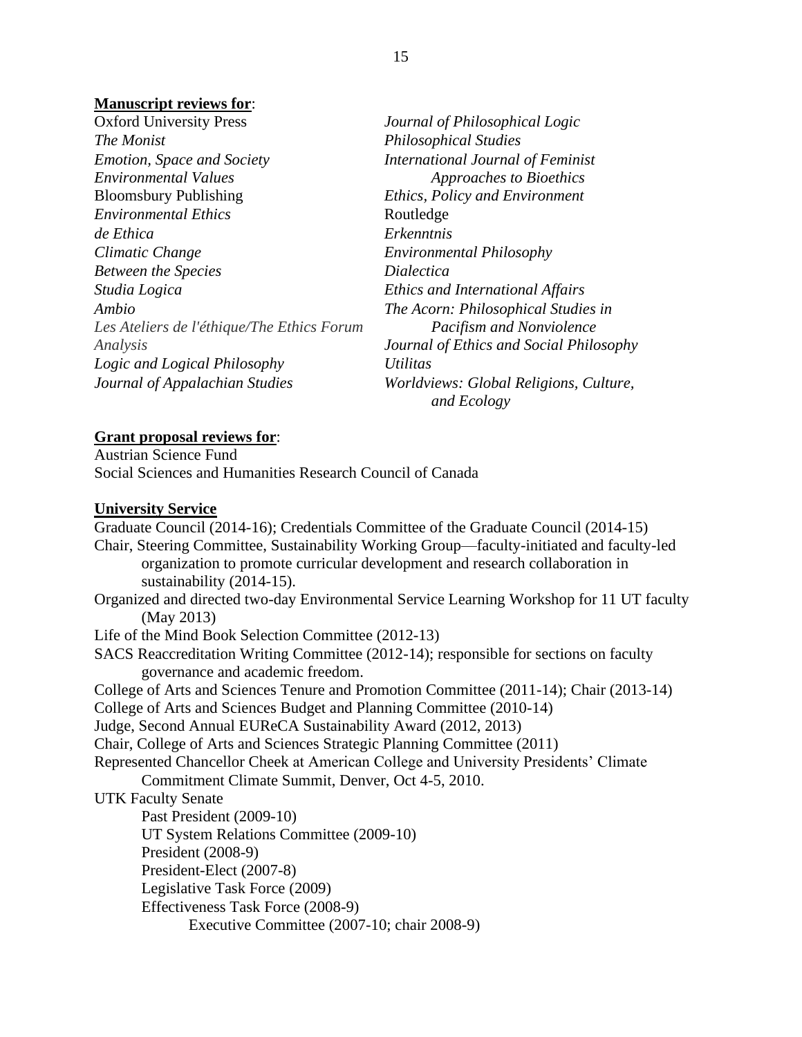**Manuscript reviews for**:

Oxford University Press
*The Monist*
*Emotion, Space and Society*
*Environmental Values*
Bloomsbury Publishing
*Environmental Ethics*
*de Ethica*
*Climatic Change*
*Between the Species*
*Studia Logica*
*Ambio*
*Les Ateliers de l'éthique/The Ethics Forum*
*Analysis*
*Logic and Logical Philosophy*
*Journal of Appalachian Studies*
*Journal of Philosophical Logic*
*Philosophical Studies*
*International Journal of Feminist Approaches to Bioethics*
*Ethics, Policy and Environment*
Routledge
*Erkenntnis*
*Environmental Philosophy*
*Dialectica*
*Ethics and International Affairs*
*The Acorn: Philosophical Studies in Pacifism and Nonviolence*
*Journal of Ethics and Social Philosophy*
*Utilitas*
*Worldviews: Global Religions, Culture, and Ecology*

**Grant proposal reviews for**:

Austrian Science Fund
Social Sciences and Humanities Research Council of Canada

**University Service**

Graduate Council (2014-16); Credentials Committee of the Graduate Council (2014-15)

Chair, Steering Committee, Sustainability Working Group—faculty-initiated and faculty-led organization to promote curricular development and research collaboration in sustainability (2014-15).

Organized and directed two-day Environmental Service Learning Workshop for 11 UT faculty (May 2013)

Life of the Mind Book Selection Committee (2012-13)

SACS Reaccreditation Writing Committee (2012-14); responsible for sections on faculty governance and academic freedom.

College of Arts and Sciences Tenure and Promotion Committee (2011-14); Chair (2013-14)

College of Arts and Sciences Budget and Planning Committee (2010-14)

Judge, Second Annual EUReCA Sustainability Award (2012, 2013)

Chair, College of Arts and Sciences Strategic Planning Committee (2011)

Represented Chancellor Cheek at American College and University Presidents' Climate Commitment Climate Summit, Denver, Oct 4-5, 2010.

UTK Faculty Senate
- Past President (2009-10)
- UT System Relations Committee (2009-10)
- President (2008-9)
- President-Elect (2007-8)
- Legislative Task Force (2009)
- Effectiveness Task Force (2008-9)
  - Executive Committee (2007-10; chair 2008-9)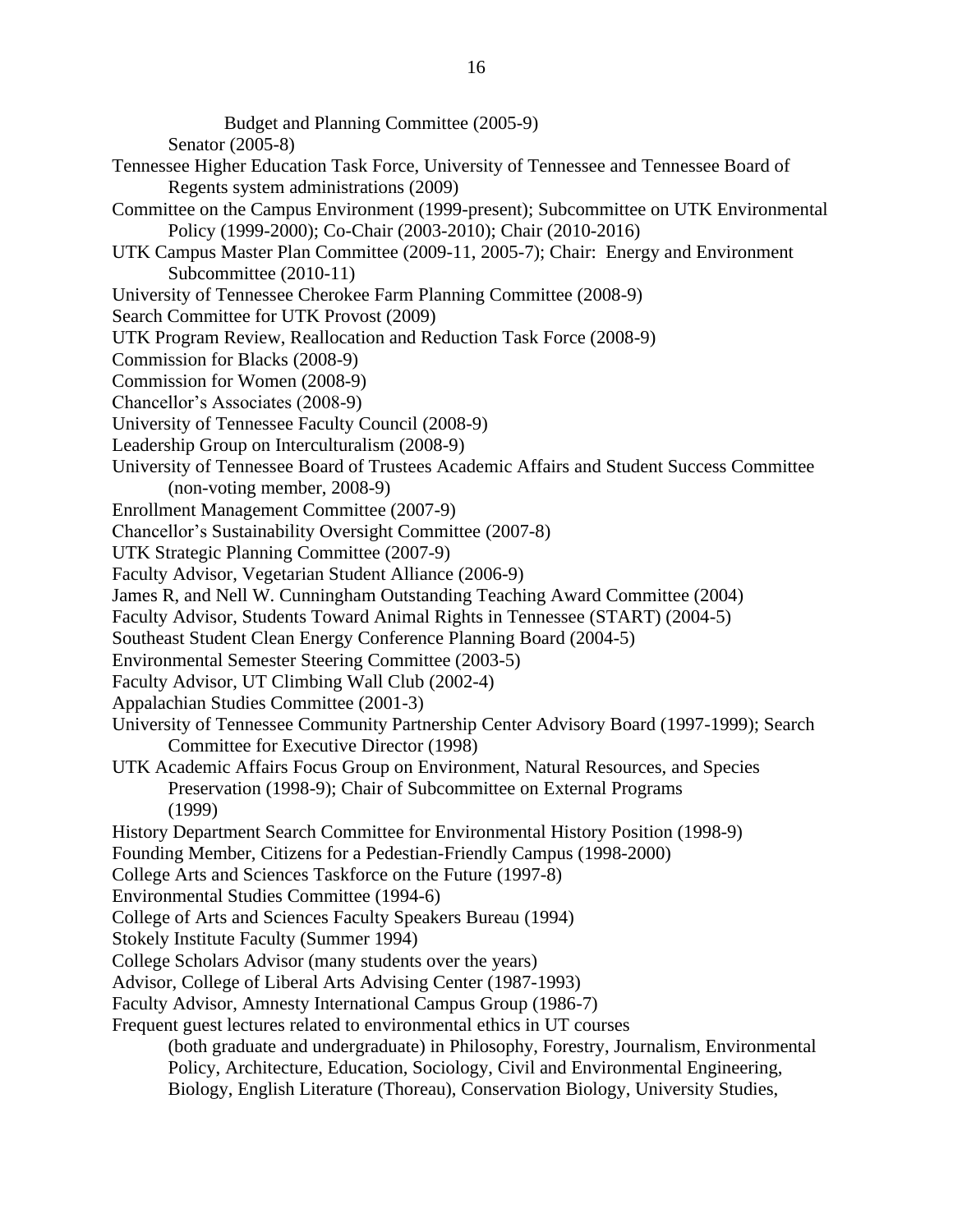Budget and Planning Committee (2005-9)

Senator (2005-8)

Tennessee Higher Education Task Force, University of Tennessee and Tennessee Board of Regents system administrations (2009)

Committee on the Campus Environment (1999-present); Subcommittee on UTK Environmental Policy (1999-2000); Co-Chair (2003-2010); Chair (2010-2016)

UTK Campus Master Plan Committee (2009-11, 2005-7); Chair: Energy and Environment Subcommittee (2010-11)

University of Tennessee Cherokee Farm Planning Committee (2008-9)

Search Committee for UTK Provost (2009)

UTK Program Review, Reallocation and Reduction Task Force (2008-9)

Commission for Blacks (2008-9)

Commission for Women (2008-9)

Chancellor's Associates (2008-9)

University of Tennessee Faculty Council (2008-9)

Leadership Group on Interculturalism (2008-9)

University of Tennessee Board of Trustees Academic Affairs and Student Success Committee (non-voting member, 2008-9)

Enrollment Management Committee (2007-9)

Chancellor's Sustainability Oversight Committee (2007-8)

UTK Strategic Planning Committee (2007-9)

Faculty Advisor, Vegetarian Student Alliance (2006-9)

James R, and Nell W. Cunningham Outstanding Teaching Award Committee (2004)

Faculty Advisor, Students Toward Animal Rights in Tennessee (START) (2004-5)

Southeast Student Clean Energy Conference Planning Board (2004-5)

Environmental Semester Steering Committee (2003-5)

Faculty Advisor, UT Climbing Wall Club (2002-4)

Appalachian Studies Committee (2001-3)

University of Tennessee Community Partnership Center Advisory Board (1997-1999); Search Committee for Executive Director (1998)

UTK Academic Affairs Focus Group on Environment, Natural Resources, and Species Preservation (1998-9); Chair of Subcommittee on External Programs (1999)

History Department Search Committee for Environmental History Position (1998-9)

Founding Member, Citizens for a Pedestian-Friendly Campus (1998-2000)

College Arts and Sciences Taskforce on the Future (1997-8)

Environmental Studies Committee (1994-6)

College of Arts and Sciences Faculty Speakers Bureau (1994)

Stokely Institute Faculty (Summer 1994)

College Scholars Advisor (many students over the years)

Advisor, College of Liberal Arts Advising Center (1987-1993)

Faculty Advisor, Amnesty International Campus Group (1986-7)

Frequent guest lectures related to environmental ethics in UT courses (both graduate and undergraduate) in Philosophy, Forestry, Journalism, Environmental Policy, Architecture, Education, Sociology, Civil and Environmental Engineering, Biology, English Literature (Thoreau), Conservation Biology, University Studies,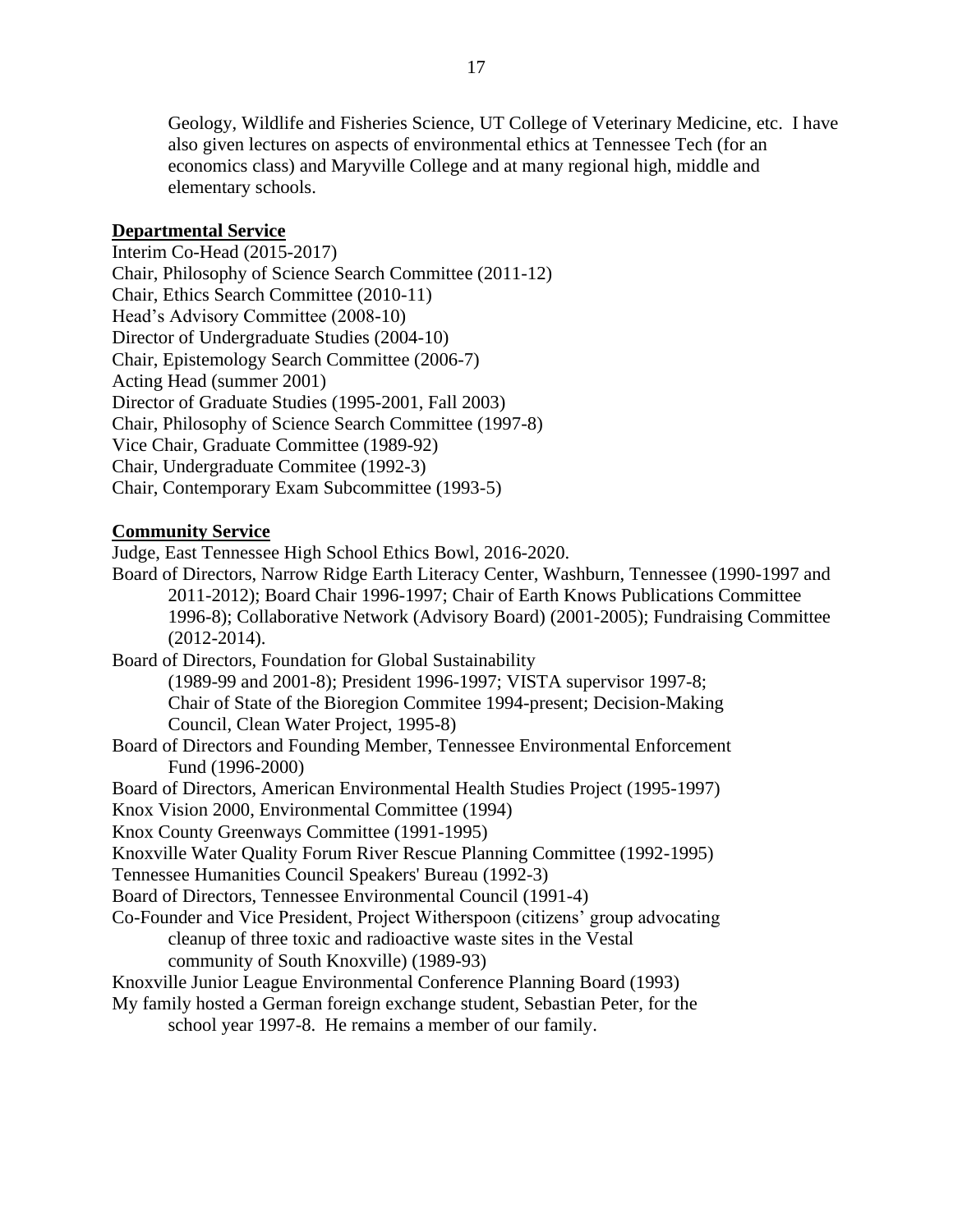Geology, Wildlife and Fisheries Science, UT College of Veterinary Medicine, etc. I have also given lectures on aspects of environmental ethics at Tennessee Tech (for an economics class) and Maryville College and at many regional high, middle and elementary schools.

**Departmental Service**

Interim Co-Head (2015-2017)
Chair, Philosophy of Science Search Committee (2011-12)
Chair, Ethics Search Committee (2010-11)
Head's Advisory Committee (2008-10)
Director of Undergraduate Studies (2004-10)
Chair, Epistemology Search Committee (2006-7)
Acting Head (summer 2001)
Director of Graduate Studies (1995-2001, Fall 2003)
Chair, Philosophy of Science Search Committee (1997-8)
Vice Chair, Graduate Committee (1989-92)
Chair, Undergraduate Commitee (1992-3)
Chair, Contemporary Exam Subcommittee (1993-5)

**Community Service**

Judge, East Tennessee High School Ethics Bowl, 2016-2020.
Board of Directors, Narrow Ridge Earth Literacy Center, Washburn, Tennessee (1990-1997 and 2011-2012); Board Chair 1996-1997; Chair of Earth Knows Publications Committee 1996-8); Collaborative Network (Advisory Board) (2001-2005); Fundraising Committee (2012-2014).
Board of Directors, Foundation for Global Sustainability (1989-99 and 2001-8); President 1996-1997; VISTA supervisor 1997-8; Chair of State of the Bioregion Commitee 1994-present; Decision-Making Council, Clean Water Project, 1995-8)
Board of Directors and Founding Member, Tennessee Environmental Enforcement Fund (1996-2000)
Board of Directors, American Environmental Health Studies Project (1995-1997)
Knox Vision 2000, Environmental Committee (1994)
Knox County Greenways Committee (1991-1995)
Knoxville Water Quality Forum River Rescue Planning Committee (1992-1995)
Tennessee Humanities Council Speakers' Bureau (1992-3)
Board of Directors, Tennessee Environmental Council (1991-4)
Co-Founder and Vice President, Project Witherspoon (citizens' group advocating cleanup of three toxic and radioactive waste sites in the Vestal community of South Knoxville) (1989-93)
Knoxville Junior League Environmental Conference Planning Board (1993)
My family hosted a German foreign exchange student, Sebastian Peter, for the school year 1997-8. He remains a member of our family.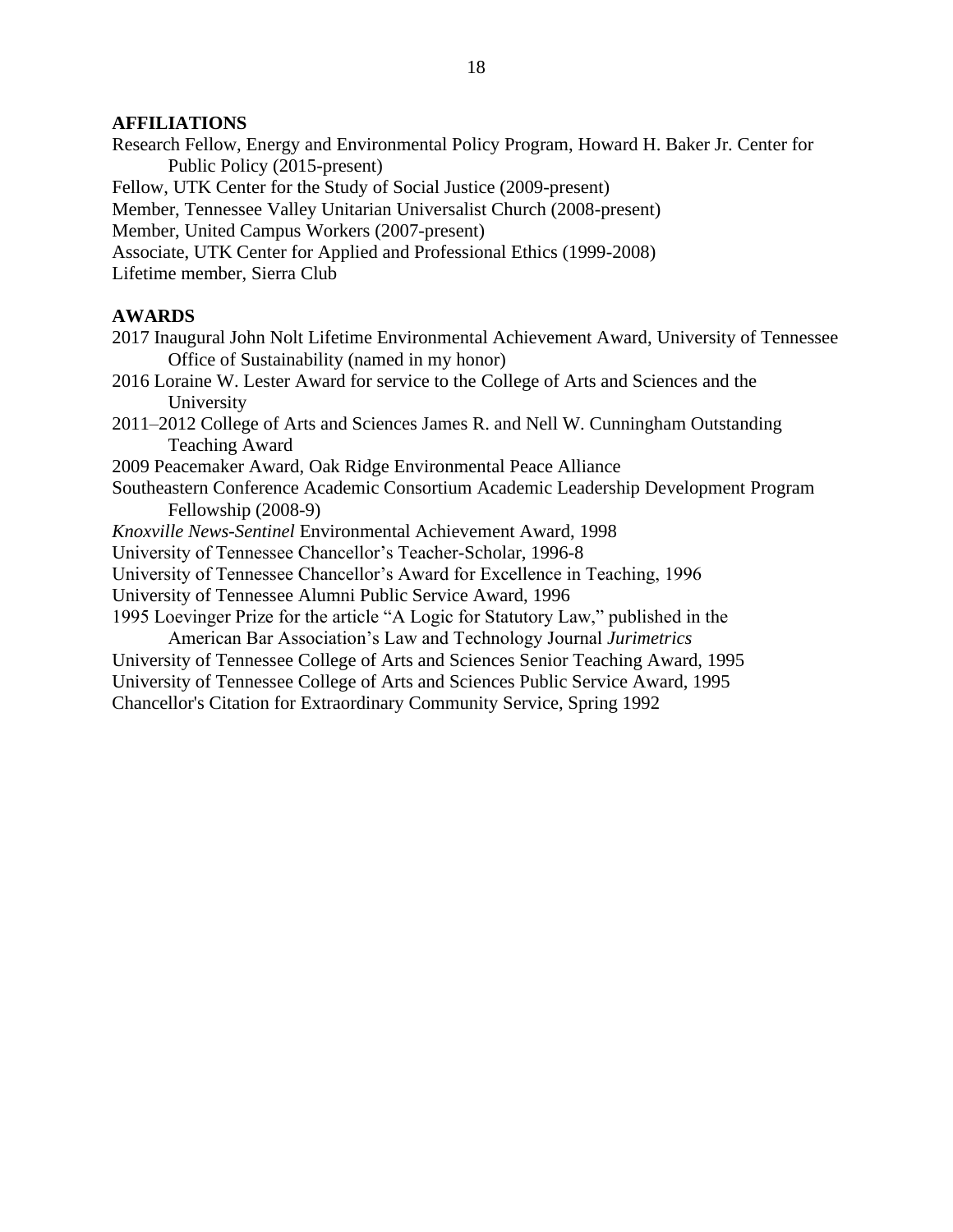## AFFILIATIONS

Research Fellow, Energy and Environmental Policy Program, Howard H. Baker Jr. Center for Public Policy (2015-present)
Fellow, UTK Center for the Study of Social Justice (2009-present)
Member, Tennessee Valley Unitarian Universalist Church (2008-present)
Member, United Campus Workers (2007-present)
Associate, UTK Center for Applied and Professional Ethics (1999-2008)
Lifetime member, Sierra Club

## AWARDS

2017 Inaugural John Nolt Lifetime Environmental Achievement Award, University of Tennessee Office of Sustainability (named in my honor)
2016 Loraine W. Lester Award for service to the College of Arts and Sciences and the University
2011–2012 College of Arts and Sciences James R. and Nell W. Cunningham Outstanding Teaching Award
2009 Peacemaker Award, Oak Ridge Environmental Peace Alliance
Southeastern Conference Academic Consortium Academic Leadership Development Program Fellowship (2008-9)
*Knoxville News-Sentinel* Environmental Achievement Award, 1998
University of Tennessee Chancellor's Teacher-Scholar, 1996-8
University of Tennessee Chancellor's Award for Excellence in Teaching, 1996
University of Tennessee Alumni Public Service Award, 1996
1995 Loevinger Prize for the article "A Logic for Statutory Law," published in the American Bar Association's Law and Technology Journal *Jurimetrics*
University of Tennessee College of Arts and Sciences Senior Teaching Award, 1995
University of Tennessee College of Arts and Sciences Public Service Award, 1995
Chancellor's Citation for Extraordinary Community Service, Spring 1992